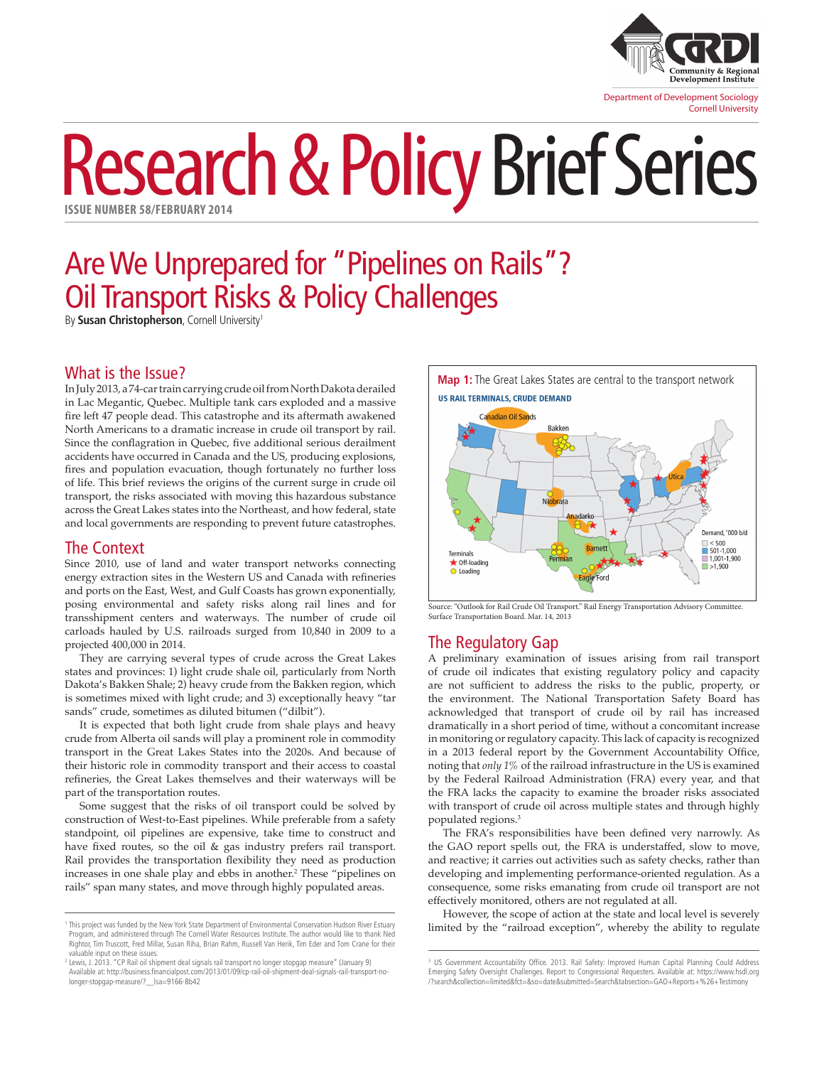# Research & Policy Brief Series

ISSUE NUMBER 58/FEBRUARY 2014

## Are We Unprepared for "Pipelines on Rails"? Oil Transport Risks & Policy Challenges

By **Susan Christopherson**, Cornell University[1]

### What is the Issue?

In July 2013, a 74-car train carrying crude oil from North Dakota derailed in Lac Megantic, Quebec. Multiple tank cars exploded and a massive fire left 47 people dead. This catastrophe and its aftermath awakened North Americans to a dramatic increase in crude oil transport by rail. Since the conflagration in Quebec, five additional serious derailment accidents have occurred in Canada and the US, producing explosions, fires and population evacuation, though fortunately no further loss of life. This brief reviews the origins of the current surge in crude oil transport, the risks associated with moving this hazardous substance across the Great Lakes states into the Northeast, and how federal, state and local governments are responding to prevent future catastrophes.

### The Context

Since 2010, use of land and water transport networks connecting energy extraction sites in the Western US and Canada with refineries and ports on the East, West, and Gulf Coasts has grown exponentially, posing environmental and safety risks along rail lines and for transshipment centers and waterways. The number of crude oil carloads hauled by U.S. railroads surged from 10,840 in 2009 to a projected 400,000 in 2014.

They are carrying several types of crude across the Great Lakes states and provinces: 1) light crude shale oil, particularly from North Dakota's Bakken Shale; 2) heavy crude from the Bakken region, which is sometimes mixed with light crude; and 3) exceptionally heavy "tar sands" crude, sometimes as diluted bitumen ("dilbit").

It is expected that both light crude from shale plays and heavy crude from Alberta oil sands will play a prominent role in commodity transport in the Great Lakes States into the 2020s. And because of their historic role in commodity transport and their access to coastal refineries, the Great Lakes themselves and their waterways will be part of the transportation routes.

Some suggest that the risks of oil transport could be solved by construction of West-to-East pipelines. While preferable from a safety standpoint, oil pipelines are expensive, take time to construct and have fixed routes, so the oil & gas industry prefers rail transport. Rail provides the transportation flexibility they need as production increases in one shale play and ebbs in another.[2] These "pipelines on rails" span many states, and move through highly populated areas.

**Map 1:** The Great Lakes States are central to the transport network

US RAIL TERMINALS, CRUDE DEMAND

Source: "Outlook for Rail Crude Oil Transport." Rail Energy Transportation Advisory Committee. Surface Transportation Board. Mar. 14, 2013

### The Regulatory Gap

A preliminary examination of issues arising from rail transport of crude oil indicates that existing regulatory policy and capacity are not sufficient to address the risks to the public, property, or the environment. The National Transportation Safety Board has acknowledged that transport of crude oil by rail has increased dramatically in a short period of time, without a concomitant increase in monitoring or regulatory capacity. This lack of capacity is recognized in a 2013 federal report by the Government Accountability Office, noting that *only 1%* of the railroad infrastructure in the US is examined by the Federal Railroad Administration (FRA) every year, and that the FRA lacks the capacity to examine the broader risks associated with transport of crude oil across multiple states and through highly populated regions.[3]

The FRA's responsibilities have been defined very narrowly. As the GAO report spells out, the FRA is understaffed, slow to move, and reactive; it carries out activities such as safety checks, rather than developing and implementing performance-oriented regulation. As a consequence, some risks emanating from crude oil transport are not effectively monitored, others are not regulated at all.

However, the scope of action at the state and local level is severely limited by the "railroad exception", whereby the ability to regulate

---

[1] This project was funded by the New York State Department of Environmental Conservation Hudson River Estuary Program, and administered through The Cornell Water Resources Institute. The author would like to thank Ned Rightor, Tim Truscott, Fred Millar, Susan Riha, Brian Rahm, Russell Van Herik, Tim Eder and Tom Crane for their valuable input on these issues.

[2] Lewis, J. 2013. "CP Rail oil shipment deal signals rail transport no longer stopgap measure" (January 9) Available at: http://business.financialpost.com/2013/01/09/cp-rail-oil-shipment-deal-signals-rail-transport-no-longer-stopgap-measure/?__lsa=9166-8b42

[3] US Government Accountability Office. 2013. Rail Safety: Improved Human Capital Planning Could Address Emerging Safety Oversight Challenges. Report to Congressional Requesters. Available at: https://www.hsdl.org/?search&collection=limited&fct=&so=date&submitted=Search&tabsection=GAO+Reports+%26+Testimony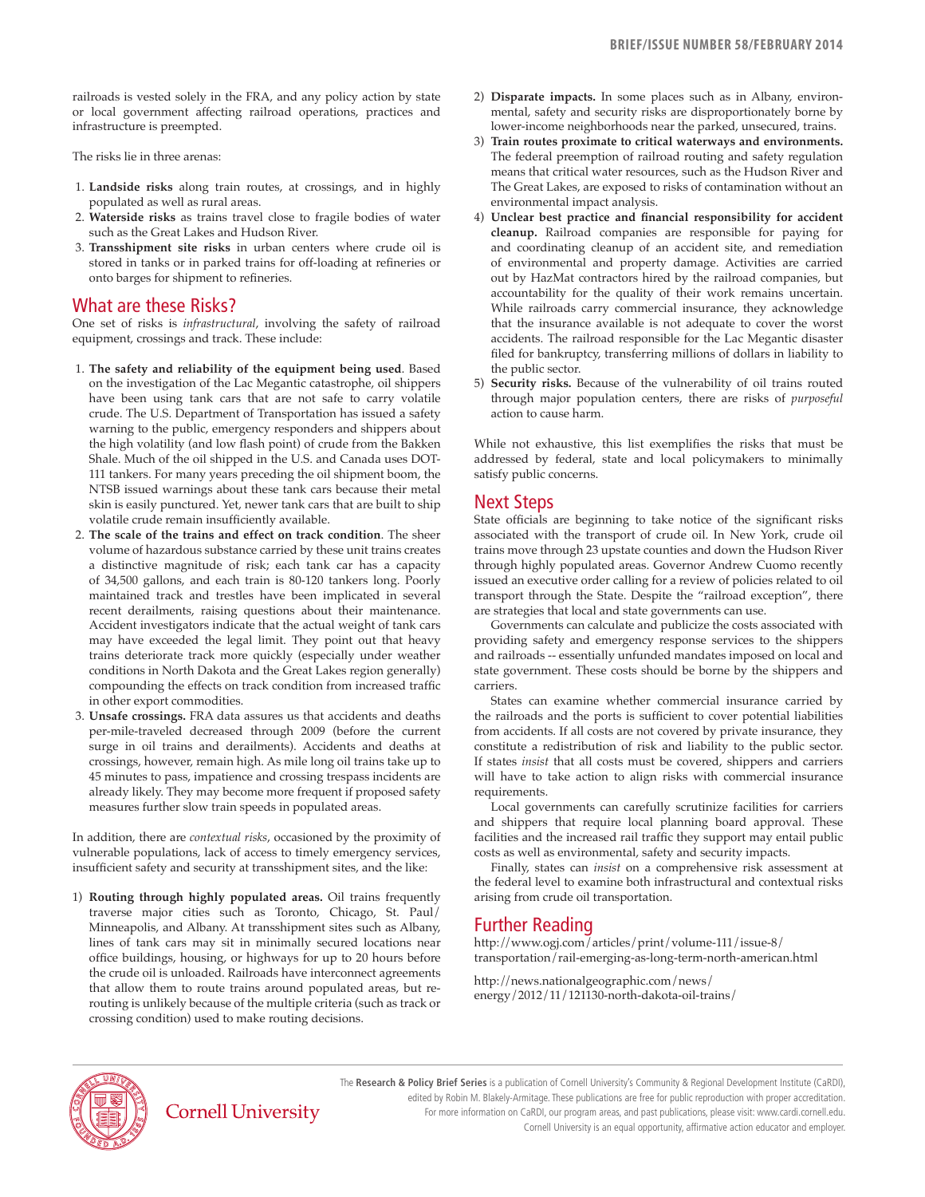railroads is vested solely in the FRA, and any policy action by state or local government affecting railroad operations, practices and infrastructure is preempted.

The risks lie in three arenas:

1. **Landside risks** along train routes, at crossings, and in highly populated as well as rural areas.
2. **Waterside risks** as trains travel close to fragile bodies of water such as the Great Lakes and Hudson River.
3. **Transshipment site risks** in urban centers where crude oil is stored in tanks or in parked trains for off-loading at refineries or onto barges for shipment to refineries.

## What are these Risks?

One set of risks is *infrastructural*, involving the safety of railroad equipment, crossings and track. These include:

1. **The safety and reliability of the equipment being used**. Based on the investigation of the Lac Megantic catastrophe, oil shippers have been using tank cars that are not safe to carry volatile crude. The U.S. Department of Transportation has issued a safety warning to the public, emergency responders and shippers about the high volatility (and low flash point) of crude from the Bakken Shale. Much of the oil shipped in the U.S. and Canada uses DOT-111 tankers. For many years preceding the oil shipment boom, the NTSB issued warnings about these tank cars because their metal skin is easily punctured. Yet, newer tank cars that are built to ship volatile crude remain insufficiently available.
2. **The scale of the trains and effect on track condition**. The sheer volume of hazardous substance carried by these unit trains creates a distinctive magnitude of risk; each tank car has a capacity of 34,500 gallons, and each train is 80-120 tankers long. Poorly maintained track and trestles have been implicated in several recent derailments, raising questions about their maintenance. Accident investigators indicate that the actual weight of tank cars may have exceeded the legal limit. They point out that heavy trains deteriorate track more quickly (especially under weather conditions in North Dakota and the Great Lakes region generally) compounding the effects on track condition from increased traffic in other export commodities.
3. **Unsafe crossings.** FRA data assures us that accidents and deaths per-mile-traveled decreased through 2009 (before the current surge in oil trains and derailments). Accidents and deaths at crossings, however, remain high. As mile long oil trains take up to 45 minutes to pass, impatience and crossing trespass incidents are already likely. They may become more frequent if proposed safety measures further slow train speeds in populated areas.

In addition, there are *contextual risks*, occasioned by the proximity of vulnerable populations, lack of access to timely emergency services, insufficient safety and security at transshipment sites, and the like:

1) **Routing through highly populated areas.** Oil trains frequently traverse major cities such as Toronto, Chicago, St. Paul/ Minneapolis, and Albany. At transshipment sites such as Albany, lines of tank cars may sit in minimally secured locations near office buildings, housing, or highways for up to 20 hours before the crude oil is unloaded. Railroads have interconnect agreements that allow them to route trains around populated areas, but re-routing is unlikely because of the multiple criteria (such as track or crossing condition) used to make routing decisions.

2) **Disparate impacts.** In some places such as in Albany, environmental, safety and security risks are disproportionately borne by lower-income neighborhoods near the parked, unsecured, trains.

3) **Train routes proximate to critical waterways and environments.** The federal preemption of railroad routing and safety regulation means that critical water resources, such as the Hudson River and The Great Lakes, are exposed to risks of contamination without an environmental impact analysis.

4) **Unclear best practice and financial responsibility for accident cleanup.** Railroad companies are responsible for paying for and coordinating cleanup of an accident site, and remediation of environmental and property damage. Activities are carried out by HazMat contractors hired by the railroad companies, but accountability for the quality of their work remains uncertain. While railroads carry commercial insurance, they acknowledge that the insurance available is not adequate to cover the worst accidents. The railroad responsible for the Lac Megantic disaster filed for bankruptcy, transferring millions of dollars in liability to the public sector.

5) **Security risks.** Because of the vulnerability of oil trains routed through major population centers, there are risks of *purposeful* action to cause harm.

While not exhaustive, this list exemplifies the risks that must be addressed by federal, state and local policymakers to minimally satisfy public concerns.

## Next Steps

State officials are beginning to take notice of the significant risks associated with the transport of crude oil. In New York, crude oil trains move through 23 upstate counties and down the Hudson River through highly populated areas. Governor Andrew Cuomo recently issued an executive order calling for a review of policies related to oil transport through the State. Despite the "railroad exception", there are strategies that local and state governments can use.

Governments can calculate and publicize the costs associated with providing safety and emergency response services to the shippers and railroads -- essentially unfunded mandates imposed on local and state government. These costs should be borne by the shippers and carriers.

States can examine whether commercial insurance carried by the railroads and the ports is sufficient to cover potential liabilities from accidents. If all costs are not covered by private insurance, they constitute a redistribution of risk and liability to the public sector. If states *insist* that all costs must be covered, shippers and carriers will have to take action to align risks with commercial insurance requirements.

Local governments can carefully scrutinize facilities for carriers and shippers that require local planning board approval. These facilities and the increased rail traffic they support may entail public costs as well as environmental, safety and security impacts.

Finally, states can *insist* on a comprehensive risk assessment at the federal level to examine both infrastructural and contextual risks arising from crude oil transportation.

## Further Reading

http://www.ogj.com/articles/print/volume-111/issue-8/transportation/rail-emerging-as-long-term-north-american.html

http://news.nationalgeographic.com/news/energy/2012/11/121130-north-dakota-oil-trains/

Cornell University

The **Research & Policy Brief Series** is a publication of Cornell University's Community & Regional Development Institute (CaRDI), edited by Robin M. Blakely-Armitage. These publications are free for public reproduction with proper accreditation. For more information on CaRDI, our program areas, and past publications, please visit: www.cardi.cornell.edu. Cornell University is an equal opportunity, affirmative action educator and employer.